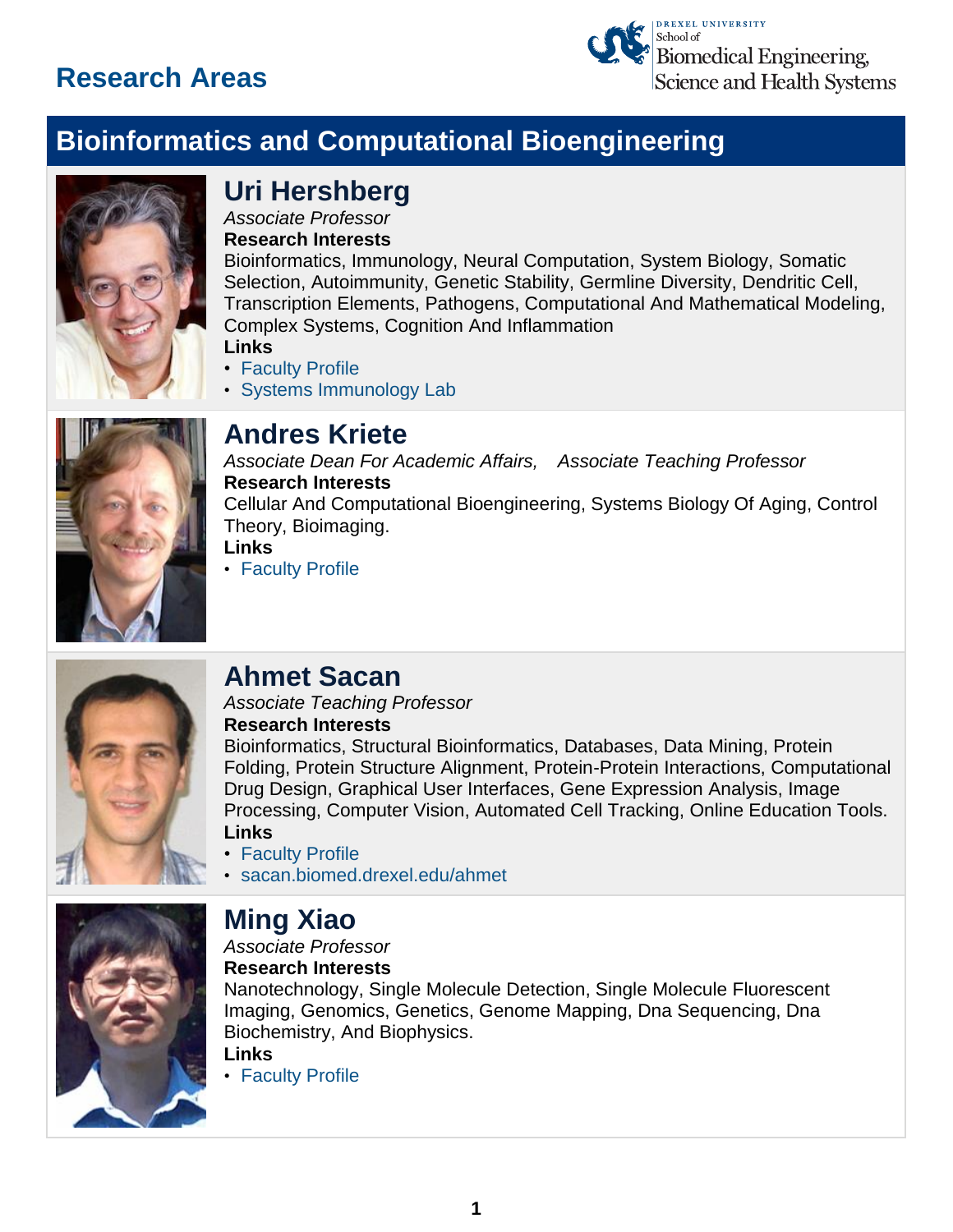# Research Areas

Drexel University School of Biomedical Engineering, Science and Health Systems

## Bioinformatics and Computational Bioengineering

### Uri Hershberg

*Associate Professor*

**Research Interests**

Bioinformatics, Immunology, Neural Computation, System Biology, Somatic Selection, Autoimmunity, Genetic Stability, Germline Diversity, Dendritic Cell, Transcription Elements, Pathogens, Computational And Mathematical Modeling, Complex Systems, Cognition And Inflammation

**Links**

- Faculty Profile
- Systems Immunology Lab

### Andres Kriete

*Associate Dean For Academic Affairs, Associate Teaching Professor*

**Research Interests**

Cellular And Computational Bioengineering, Systems Biology Of Aging, Control Theory, Bioimaging.

**Links**

- Faculty Profile

### Ahmet Sacan

*Associate Teaching Professor*

**Research Interests**

Bioinformatics, Structural Bioinformatics, Databases, Data Mining, Protein Folding, Protein Structure Alignment, Protein-Protein Interactions, Computational Drug Design, Graphical User Interfaces, Gene Expression Analysis, Image Processing, Computer Vision, Automated Cell Tracking, Online Education Tools.

**Links**

- Faculty Profile
- sacan.biomed.drexel.edu/ahmet

### Ming Xiao

*Associate Professor*

**Research Interests**

Nanotechnology, Single Molecule Detection, Single Molecule Fluorescent Imaging, Genomics, Genetics, Genome Mapping, Dna Sequencing, Dna Biochemistry, And Biophysics.

**Links**

- Faculty Profile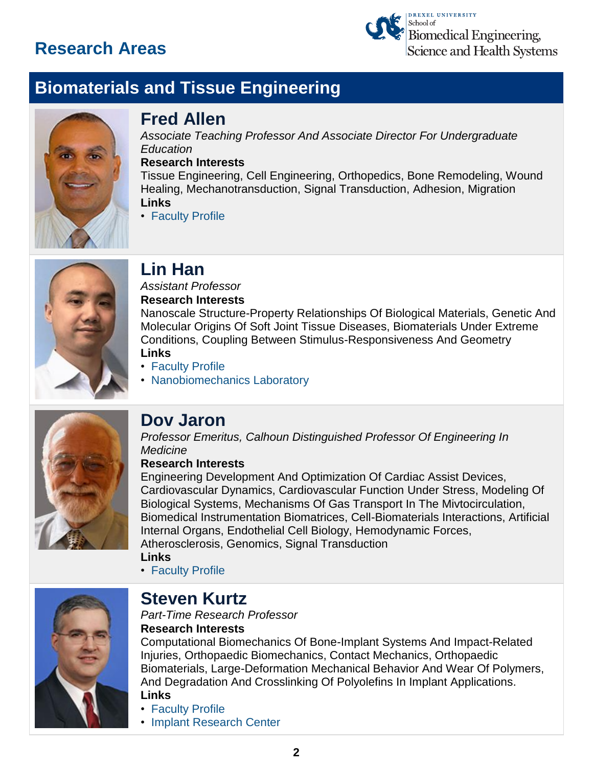# Research Areas

## Biomaterials and Tissue Engineering

### Fred Allen

*Associate Teaching Professor And Associate Director For Undergraduate Education*

**Research Interests**

Tissue Engineering, Cell Engineering, Orthopedics, Bone Remodeling, Wound Healing, Mechanotransduction, Signal Transduction, Adhesion, Migration

**Links**

- Faculty Profile

### Lin Han

*Assistant Professor*

**Research Interests**

Nanoscale Structure-Property Relationships Of Biological Materials, Genetic And Molecular Origins Of Soft Joint Tissue Diseases, Biomaterials Under Extreme Conditions, Coupling Between Stimulus-Responsiveness And Geometry

**Links**

- Faculty Profile
- Nanobiomechanics Laboratory

### Dov Jaron

*Professor Emeritus, Calhoun Distinguished Professor Of Engineering In Medicine*

**Research Interests**

Engineering Development And Optimization Of Cardiac Assist Devices, Cardiovascular Dynamics, Cardiovascular Function Under Stress, Modeling Of Biological Systems, Mechanisms Of Gas Transport In The Mivtocirculation, Biomedical Instrumentation Biomatrices, Cell-Biomaterials Interactions, Artificial Internal Organs, Endothelial Cell Biology, Hemodynamic Forces, Atherosclerosis, Genomics, Signal Transduction

**Links**

- Faculty Profile

### Steven Kurtz

*Part-Time Research Professor*

**Research Interests**

Computational Biomechanics Of Bone-Implant Systems And Impact-Related Injuries, Orthopaedic Biomechanics, Contact Mechanics, Orthopaedic Biomaterials, Large-Deformation Mechanical Behavior And Wear Of Polymers, And Degradation And Crosslinking Of Polyolefins In Implant Applications.

**Links**

- Faculty Profile
- Implant Research Center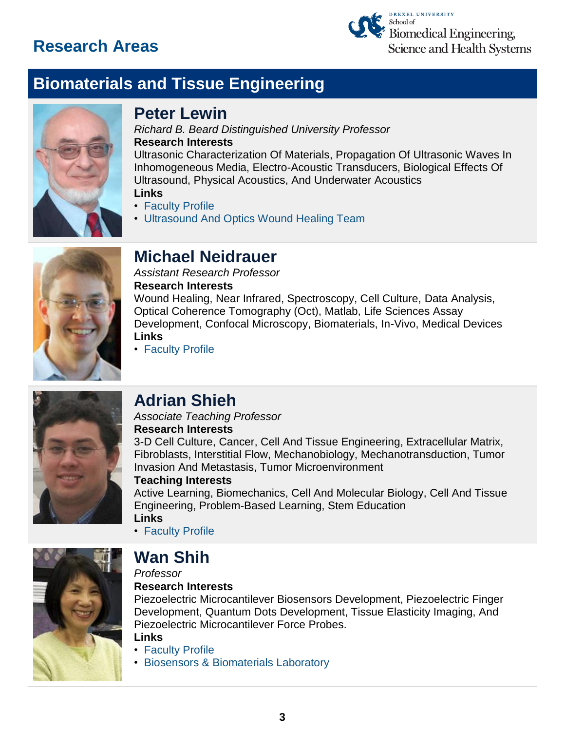# Research Areas

## Biomaterials and Tissue Engineering

### Peter Lewin

*Richard B. Beard Distinguished University Professor*

**Research Interests**

Ultrasonic Characterization Of Materials, Propagation Of Ultrasonic Waves In Inhomogeneous Media, Electro-Acoustic Transducers, Biological Effects Of Ultrasound, Physical Acoustics, And Underwater Acoustics

**Links**

- Faculty Profile
- Ultrasound And Optics Wound Healing Team

### Michael Neidrauer

*Assistant Research Professor*

**Research Interests**

Wound Healing, Near Infrared, Spectroscopy, Cell Culture, Data Analysis, Optical Coherence Tomography (Oct), Matlab, Life Sciences Assay Development, Confocal Microscopy, Biomaterials, In-Vivo, Medical Devices

**Links**

- Faculty Profile

### Adrian Shieh

*Associate Teaching Professor*

**Research Interests**

3-D Cell Culture, Cancer, Cell And Tissue Engineering, Extracellular Matrix, Fibroblasts, Interstitial Flow, Mechanobiology, Mechanotransduction, Tumor Invasion And Metastasis, Tumor Microenvironment

**Teaching Interests**

Active Learning, Biomechanics, Cell And Molecular Biology, Cell And Tissue Engineering, Problem-Based Learning, Stem Education

**Links**

- Faculty Profile

### Wan Shih

*Professor*

**Research Interests**

Piezoelectric Microcantilever Biosensors Development, Piezoelectric Finger Development, Quantum Dots Development, Tissue Elasticity Imaging, And Piezoelectric Microcantilever Force Probes.

**Links**

- Faculty Profile
- Biosensors & Biomaterials Laboratory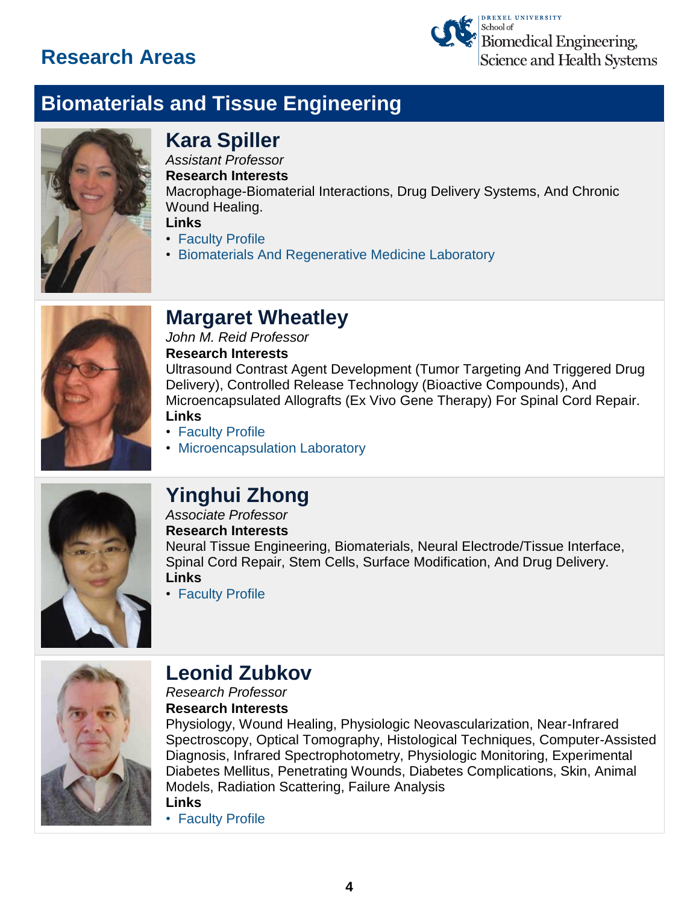# Research Areas

## Biomaterials and Tissue Engineering

### Kara Spiller

*Assistant Professor*

**Research Interests**

Macrophage-Biomaterial Interactions, Drug Delivery Systems, And Chronic Wound Healing.

**Links**

- Faculty Profile
- Biomaterials And Regenerative Medicine Laboratory

### Margaret Wheatley

*John M. Reid Professor*

**Research Interests**

Ultrasound Contrast Agent Development (Tumor Targeting And Triggered Drug Delivery), Controlled Release Technology (Bioactive Compounds), And Microencapsulated Allografts (Ex Vivo Gene Therapy) For Spinal Cord Repair.

**Links**

- Faculty Profile
- Microencapsulation Laboratory

### Yinghui Zhong

*Associate Professor*

**Research Interests**

Neural Tissue Engineering, Biomaterials, Neural Electrode/Tissue Interface, Spinal Cord Repair, Stem Cells, Surface Modification, And Drug Delivery.

**Links**

- Faculty Profile

### Leonid Zubkov

*Research Professor*

**Research Interests**

Physiology, Wound Healing, Physiologic Neovascularization, Near-Infrared Spectroscopy, Optical Tomography, Histological Techniques, Computer-Assisted Diagnosis, Infrared Spectrophotometry, Physiologic Monitoring, Experimental Diabetes Mellitus, Penetrating Wounds, Diabetes Complications, Skin, Animal Models, Radiation Scattering, Failure Analysis

**Links**

- Faculty Profile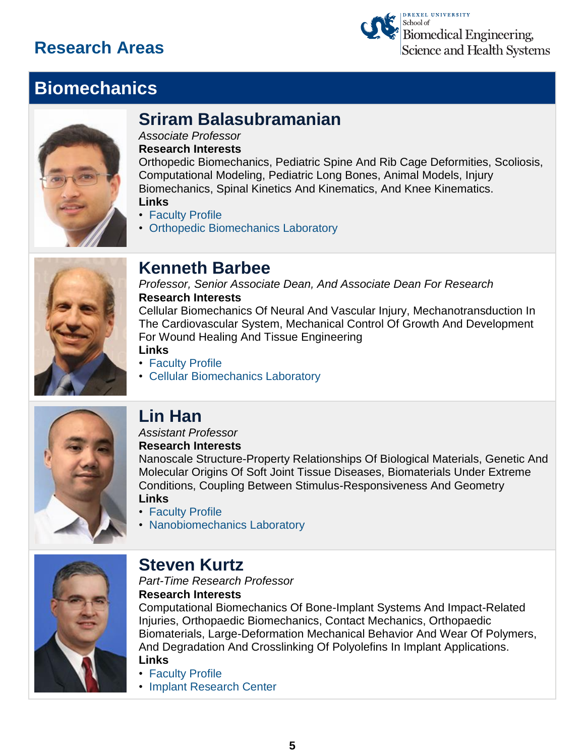# Research Areas

## Biomechanics

### Sriram Balasubramanian

*Associate Professor*

**Research Interests**

Orthopedic Biomechanics, Pediatric Spine And Rib Cage Deformities, Scoliosis, Computational Modeling, Pediatric Long Bones, Animal Models, Injury Biomechanics, Spinal Kinetics And Kinematics, And Knee Kinematics.

**Links**

- Faculty Profile
- Orthopedic Biomechanics Laboratory

### Kenneth Barbee

*Professor, Senior Associate Dean, And Associate Dean For Research*

**Research Interests**

Cellular Biomechanics Of Neural And Vascular Injury, Mechanotransduction In The Cardiovascular System, Mechanical Control Of Growth And Development For Wound Healing And Tissue Engineering

**Links**

- Faculty Profile
- Cellular Biomechanics Laboratory

### Lin Han

*Assistant Professor*

**Research Interests**

Nanoscale Structure-Property Relationships Of Biological Materials, Genetic And Molecular Origins Of Soft Joint Tissue Diseases, Biomaterials Under Extreme Conditions, Coupling Between Stimulus-Responsiveness And Geometry

**Links**

- Faculty Profile
- Nanobiomechanics Laboratory

### Steven Kurtz

*Part-Time Research Professor*

**Research Interests**

Computational Biomechanics Of Bone-Implant Systems And Impact-Related Injuries, Orthopaedic Biomechanics, Contact Mechanics, Orthopaedic Biomaterials, Large-Deformation Mechanical Behavior And Wear Of Polymers, And Degradation And Crosslinking Of Polyolefins In Implant Applications.

**Links**

- Faculty Profile
- Implant Research Center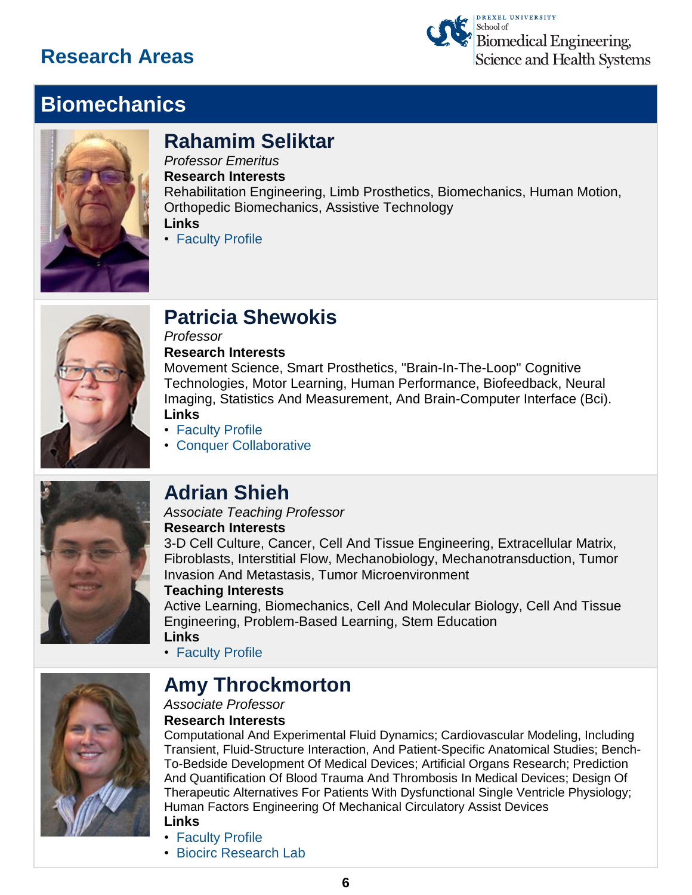# Research Areas

## Biomechanics

### Rahamim Seliktar

*Professor Emeritus*

**Research Interests**

Rehabilitation Engineering, Limb Prosthetics, Biomechanics, Human Motion, Orthopedic Biomechanics, Assistive Technology

**Links**

- Faculty Profile

### Patricia Shewokis

*Professor*

**Research Interests**

Movement Science, Smart Prosthetics, "Brain-In-The-Loop" Cognitive Technologies, Motor Learning, Human Performance, Biofeedback, Neural Imaging, Statistics And Measurement, And Brain-Computer Interface (Bci).

**Links**

- Faculty Profile
- Conquer Collaborative

### Adrian Shieh

*Associate Teaching Professor*

**Research Interests**

3-D Cell Culture, Cancer, Cell And Tissue Engineering, Extracellular Matrix, Fibroblasts, Interstitial Flow, Mechanobiology, Mechanotransduction, Tumor Invasion And Metastasis, Tumor Microenvironment

**Teaching Interests**

Active Learning, Biomechanics, Cell And Molecular Biology, Cell And Tissue Engineering, Problem-Based Learning, Stem Education

**Links**

- Faculty Profile

### Amy Throckmorton

*Associate Professor*

**Research Interests**

Computational And Experimental Fluid Dynamics; Cardiovascular Modeling, Including Transient, Fluid-Structure Interaction, And Patient-Specific Anatomical Studies; Bench-To-Bedside Development Of Medical Devices; Artificial Organs Research; Prediction And Quantification Of Blood Trauma And Thrombosis In Medical Devices; Design Of Therapeutic Alternatives For Patients With Dysfunctional Single Ventricle Physiology; Human Factors Engineering Of Mechanical Circulatory Assist Devices

**Links**

- Faculty Profile
- Biocirc Research Lab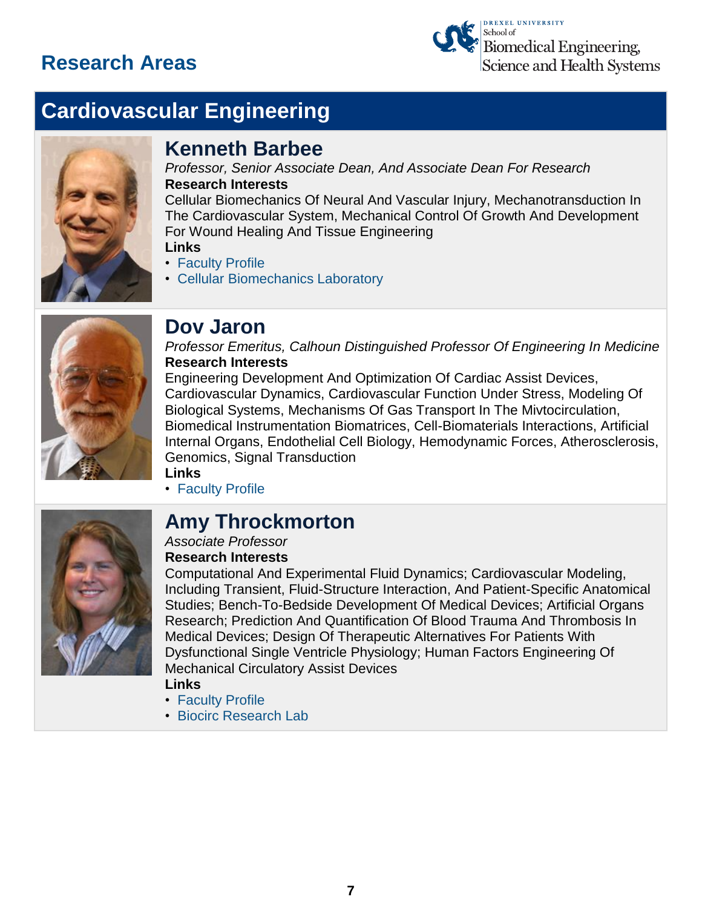# Research Areas

## Cardiovascular Engineering

### Kenneth Barbee

*Professor, Senior Associate Dean, And Associate Dean For Research*

**Research Interests**

Cellular Biomechanics Of Neural And Vascular Injury, Mechanotransduction In The Cardiovascular System, Mechanical Control Of Growth And Development For Wound Healing And Tissue Engineering

**Links**

- Faculty Profile
- Cellular Biomechanics Laboratory

### Dov Jaron

*Professor Emeritus, Calhoun Distinguished Professor Of Engineering In Medicine*

**Research Interests**

Engineering Development And Optimization Of Cardiac Assist Devices, Cardiovascular Dynamics, Cardiovascular Function Under Stress, Modeling Of Biological Systems, Mechanisms Of Gas Transport In The Mivtocirculation, Biomedical Instrumentation Biomatrices, Cell-Biomaterials Interactions, Artificial Internal Organs, Endothelial Cell Biology, Hemodynamic Forces, Atherosclerosis, Genomics, Signal Transduction

**Links**

- Faculty Profile

### Amy Throckmorton

*Associate Professor*

**Research Interests**

Computational And Experimental Fluid Dynamics; Cardiovascular Modeling, Including Transient, Fluid-Structure Interaction, And Patient-Specific Anatomical Studies; Bench-To-Bedside Development Of Medical Devices; Artificial Organs Research; Prediction And Quantification Of Blood Trauma And Thrombosis In Medical Devices; Design Of Therapeutic Alternatives For Patients With Dysfunctional Single Ventricle Physiology; Human Factors Engineering Of Mechanical Circulatory Assist Devices

**Links**

- Faculty Profile
- Biocirc Research Lab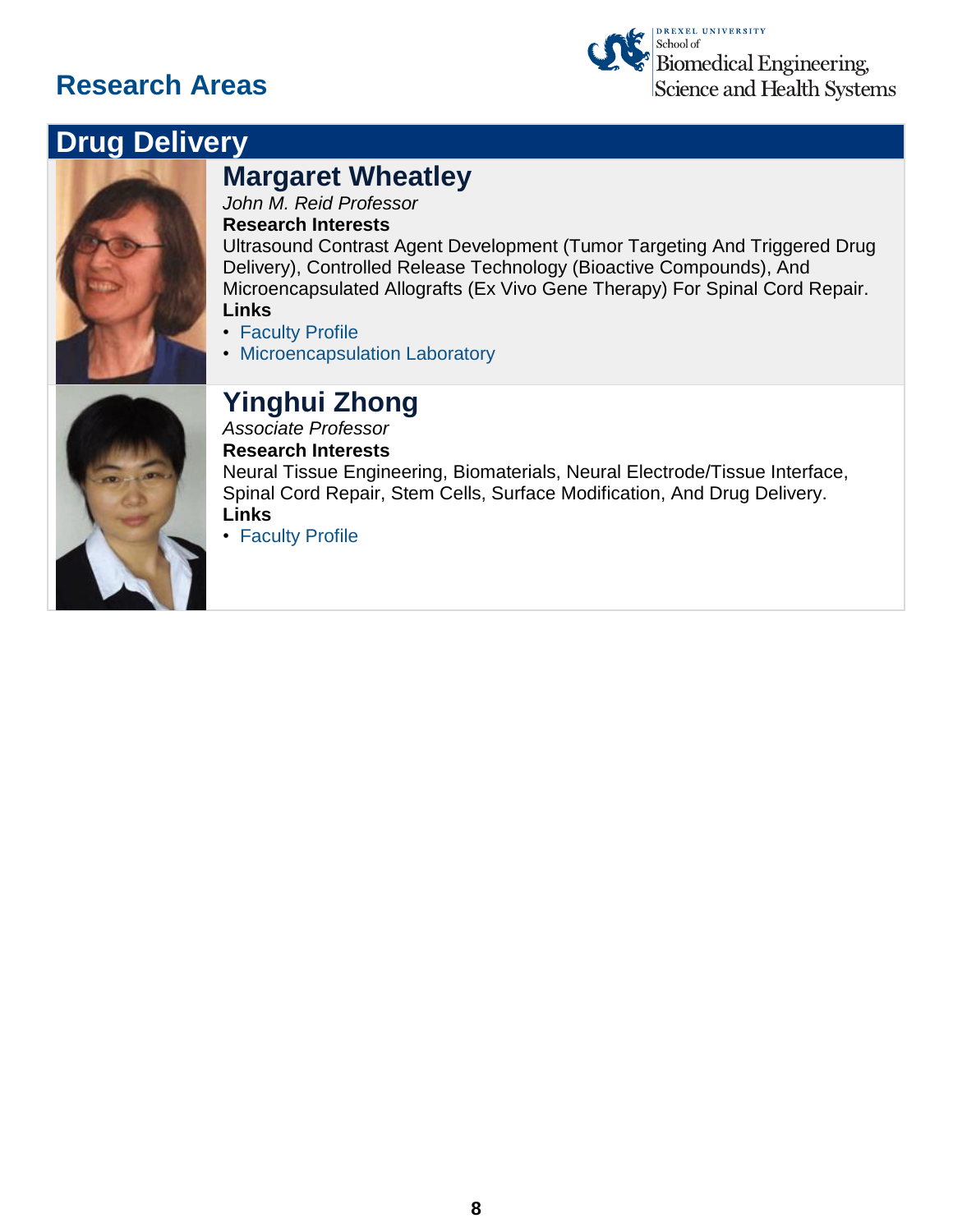# Research Areas

## Drug Delivery

### Margaret Wheatley

*John M. Reid Professor*

**Research Interests**

Ultrasound Contrast Agent Development (Tumor Targeting And Triggered Drug Delivery), Controlled Release Technology (Bioactive Compounds), And Microencapsulated Allografts (Ex Vivo Gene Therapy) For Spinal Cord Repair.

**Links**

- Faculty Profile
- Microencapsulation Laboratory

### Yinghui Zhong

*Associate Professor*

**Research Interests**

Neural Tissue Engineering, Biomaterials, Neural Electrode/Tissue Interface, Spinal Cord Repair, Stem Cells, Surface Modification, And Drug Delivery.

**Links**

- Faculty Profile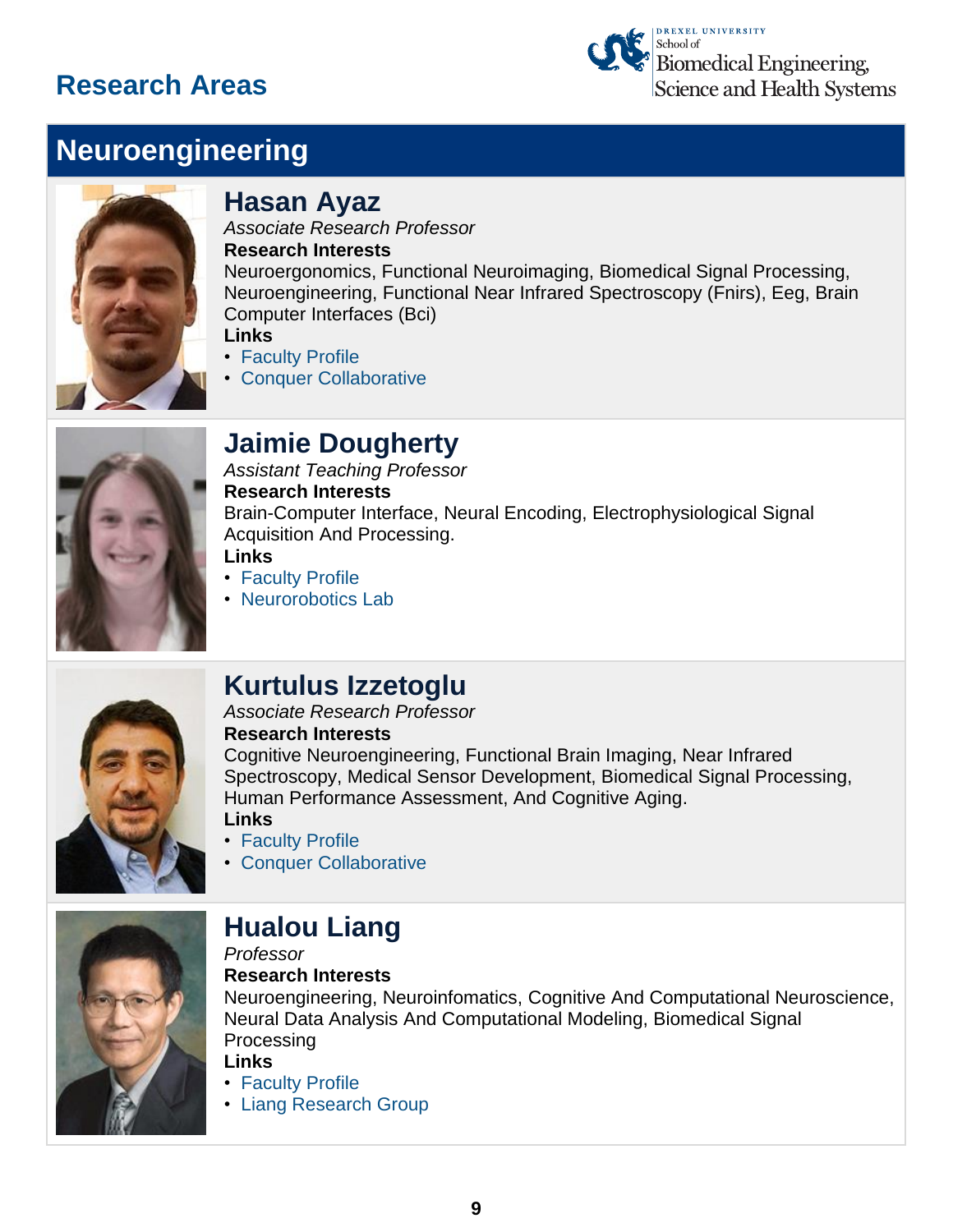# Research Areas

## Neuroengineering

### Hasan Ayaz

*Associate Research Professor*

**Research Interests**

Neuroergonomics, Functional Neuroimaging, Biomedical Signal Processing, Neuroengineering, Functional Near Infrared Spectroscopy (Fnirs), Eeg, Brain Computer Interfaces (Bci)

**Links**

- Faculty Profile
- Conquer Collaborative

### Jaimie Dougherty

*Assistant Teaching Professor*

**Research Interests**

Brain-Computer Interface, Neural Encoding, Electrophysiological Signal Acquisition And Processing.

**Links**

- Faculty Profile
- Neurorobotics Lab

### Kurtulus Izzetoglu

*Associate Research Professor*

**Research Interests**

Cognitive Neuroengineering, Functional Brain Imaging, Near Infrared Spectroscopy, Medical Sensor Development, Biomedical Signal Processing, Human Performance Assessment, And Cognitive Aging.

**Links**

- Faculty Profile
- Conquer Collaborative

### Hualou Liang

*Professor*

**Research Interests**

Neuroengineering, Neuroinfomatics, Cognitive And Computational Neuroscience, Neural Data Analysis And Computational Modeling, Biomedical Signal Processing

**Links**

- Faculty Profile
- Liang Research Group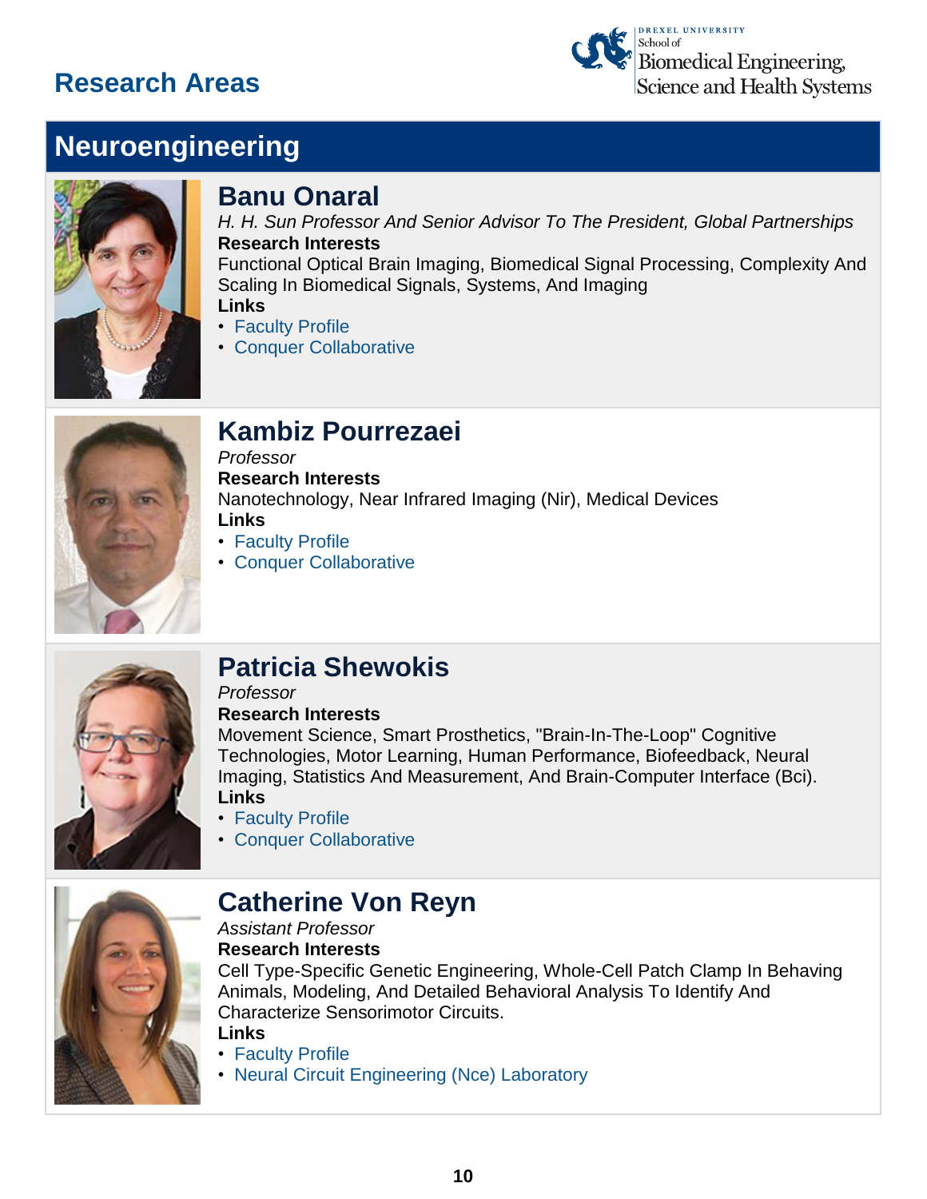# Research Areas

## Neuroengineering

### Banu Onaral

*H. H. Sun Professor And Senior Advisor To The President, Global Partnerships*

**Research Interests**

Functional Optical Brain Imaging, Biomedical Signal Processing, Complexity And Scaling In Biomedical Signals, Systems, And Imaging

**Links**

- Faculty Profile
- Conquer Collaborative

### Kambiz Pourrezaei

*Professor*

**Research Interests**

Nanotechnology, Near Infrared Imaging (Nir), Medical Devices

**Links**

- Faculty Profile
- Conquer Collaborative

### Patricia Shewokis

*Professor*

**Research Interests**

Movement Science, Smart Prosthetics, "Brain-In-The-Loop" Cognitive Technologies, Motor Learning, Human Performance, Biofeedback, Neural Imaging, Statistics And Measurement, And Brain-Computer Interface (Bci).

**Links**

- Faculty Profile
- Conquer Collaborative

### Catherine Von Reyn

*Assistant Professor*

**Research Interests**

Cell Type-Specific Genetic Engineering, Whole-Cell Patch Clamp In Behaving Animals, Modeling, And Detailed Behavioral Analysis To Identify And Characterize Sensorimotor Circuits.

**Links**

- Faculty Profile
- Neural Circuit Engineering (Nce) Laboratory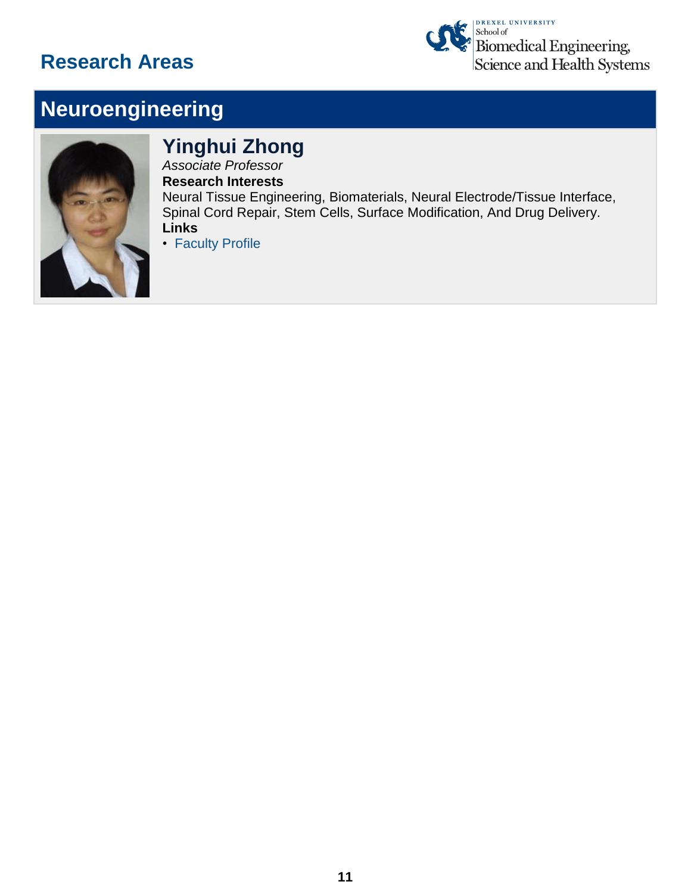## Research Areas

## Neuroengineering

### Yinghui Zhong

*Associate Professor*

**Research Interests**

Neural Tissue Engineering, Biomaterials, Neural Electrode/Tissue Interface, Spinal Cord Repair, Stem Cells, Surface Modification, And Drug Delivery.

**Links**

- Faculty Profile